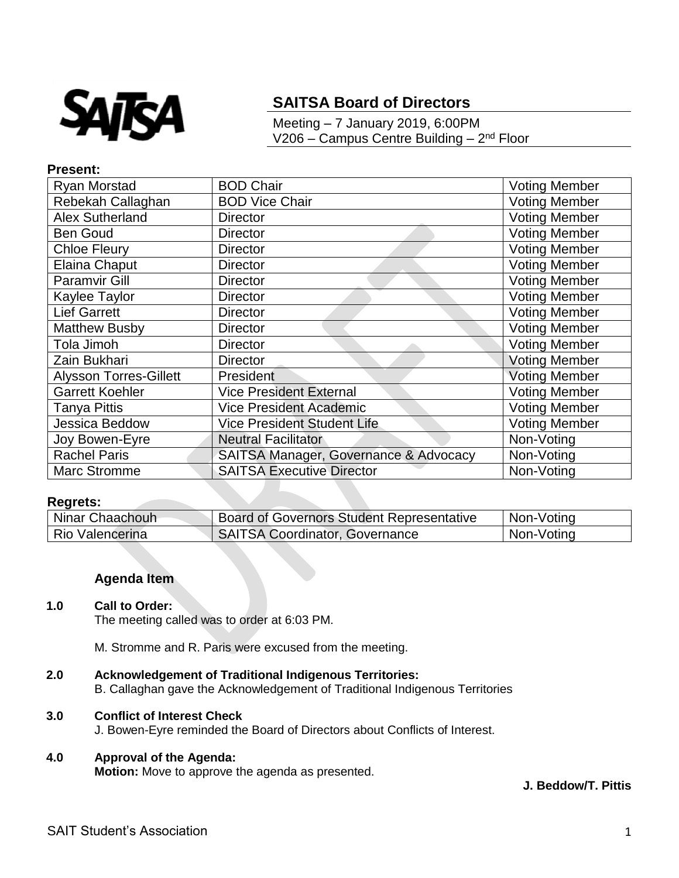# SAITSA Board of Directors

Meeting – 7 January 2019, 6:00PM
V206 – Campus Centre Building – 2nd Floor

**Present:**

| | | |
|---|---|---|
| Ryan Morstad | BOD Chair | Voting Member |
| Rebekah Callaghan | BOD Vice Chair | Voting Member |
| Alex Sutherland | Director | Voting Member |
| Ben Goud | Director | Voting Member |
| Chloe Fleury | Director | Voting Member |
| Elaina Chaput | Director | Voting Member |
| Paramvir Gill | Director | Voting Member |
| Kaylee Taylor | Director | Voting Member |
| Lief Garrett | Director | Voting Member |
| Matthew Busby | Director | Voting Member |
| Tola Jimoh | Director | Voting Member |
| Zain Bukhari | Director | Voting Member |
| Alysson Torres-Gillett | President | Voting Member |
| Garrett Koehler | Vice President External | Voting Member |
| Tanya Pittis | Vice President Academic | Voting Member |
| Jessica Beddow | Vice President Student Life | Voting Member |
| Joy Bowen-Eyre | Neutral Facilitator | Non-Voting |
| Rachel Paris | SAITSA Manager, Governance & Advocacy | Non-Voting |
| Marc Stromme | SAITSA Executive Director | Non-Voting |

**Regrets:**

| | | |
|---|---|---|
| Ninar Chaachouh | Board of Governors Student Representative | Non-Voting |
| Rio Valencerina | SAITSA Coordinator, Governance | Non-Voting |

**Agenda Item**

**1.0 Call to Order:**

The meeting called was to order at 6:03 PM.

M. Stromme and R. Paris were excused from the meeting.

**2.0 Acknowledgement of Traditional Indigenous Territories:**

B. Callaghan gave the Acknowledgement of Traditional Indigenous Territories

**3.0 Conflict of Interest Check**

J. Bowen-Eyre reminded the Board of Directors about Conflicts of Interest.

**4.0 Approval of the Agenda:**

**Motion:** Move to approve the agenda as presented.

**J. Beddow/T. Pittis**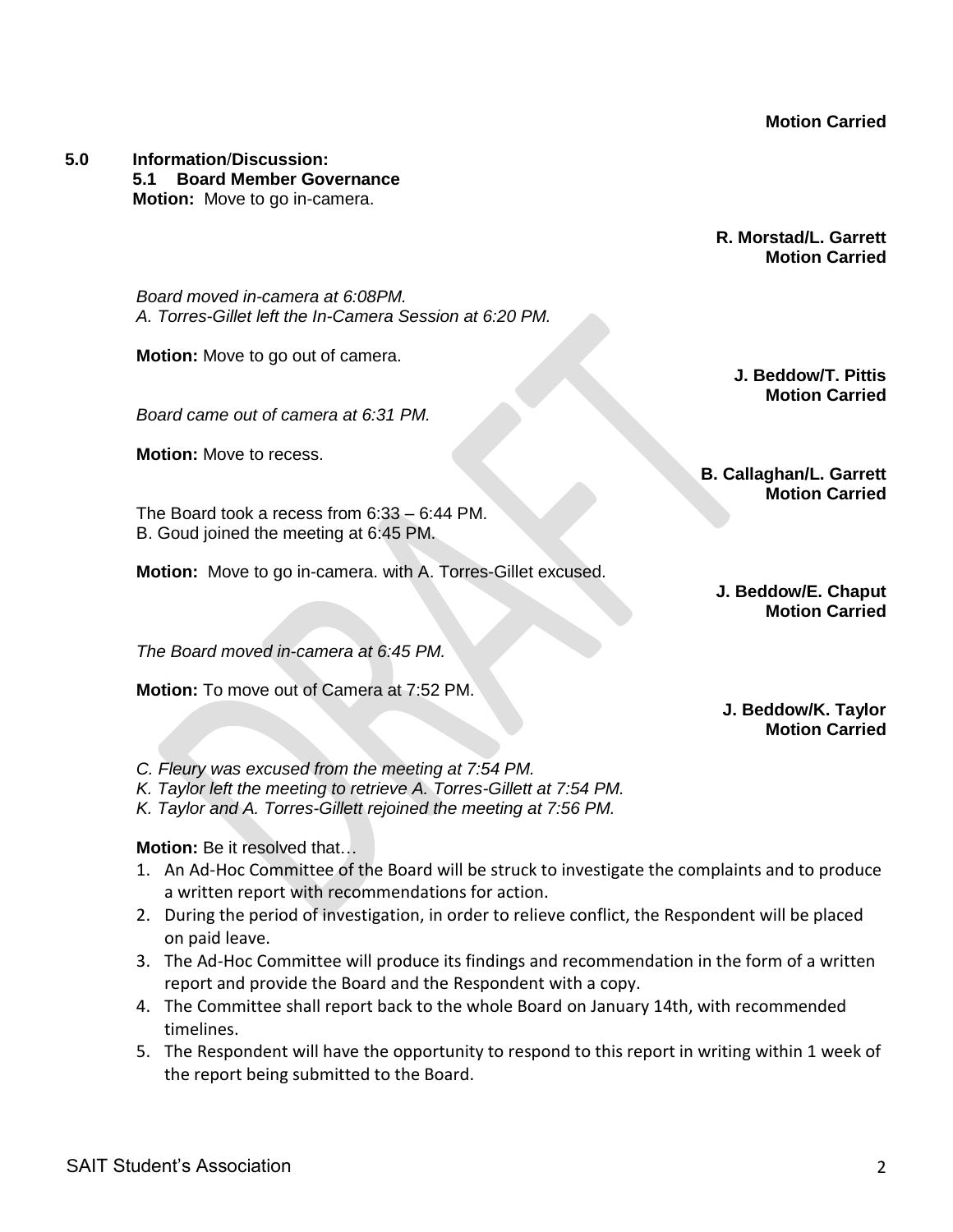**Motion Carried**

**5.0 Information/Discussion:**

**5.1 Board Member Governance**

**Motion:** Move to go in-camera.

**R. Morstad/L. Garrett**
**Motion Carried**

*Board moved in-camera at 6:08PM.*
*A. Torres-Gillet left the In-Camera Session at 6:20 PM.*

**Motion:** Move to go out of camera.

**J. Beddow/T. Pittis**
**Motion Carried**

*Board came out of camera at 6:31 PM.*

**Motion:** Move to recess.

**B. Callaghan/L. Garrett**
**Motion Carried**

The Board took a recess from 6:33 – 6:44 PM.
B. Goud joined the meeting at 6:45 PM.

**Motion:** Move to go in-camera. with A. Torres-Gillet excused.

**J. Beddow/E. Chaput**
**Motion Carried**

*The Board moved in-camera at 6:45 PM.*

**Motion:** To move out of Camera at 7:52 PM.

**J. Beddow/K. Taylor**
**Motion Carried**

*C. Fleury was excused from the meeting at 7:54 PM.*
*K. Taylor left the meeting to retrieve A. Torres-Gillett at 7:54 PM.*
*K. Taylor and A. Torres-Gillett rejoined the meeting at 7:56 PM.*

**Motion:** Be it resolved that…

1. An Ad-Hoc Committee of the Board will be struck to investigate the complaints and to produce a written report with recommendations for action.
2. During the period of investigation, in order to relieve conflict, the Respondent will be placed on paid leave.
3. The Ad-Hoc Committee will produce its findings and recommendation in the form of a written report and provide the Board and the Respondent with a copy.
4. The Committee shall report back to the whole Board on January 14th, with recommended timelines.
5. The Respondent will have the opportunity to respond to this report in writing within 1 week of the report being submitted to the Board.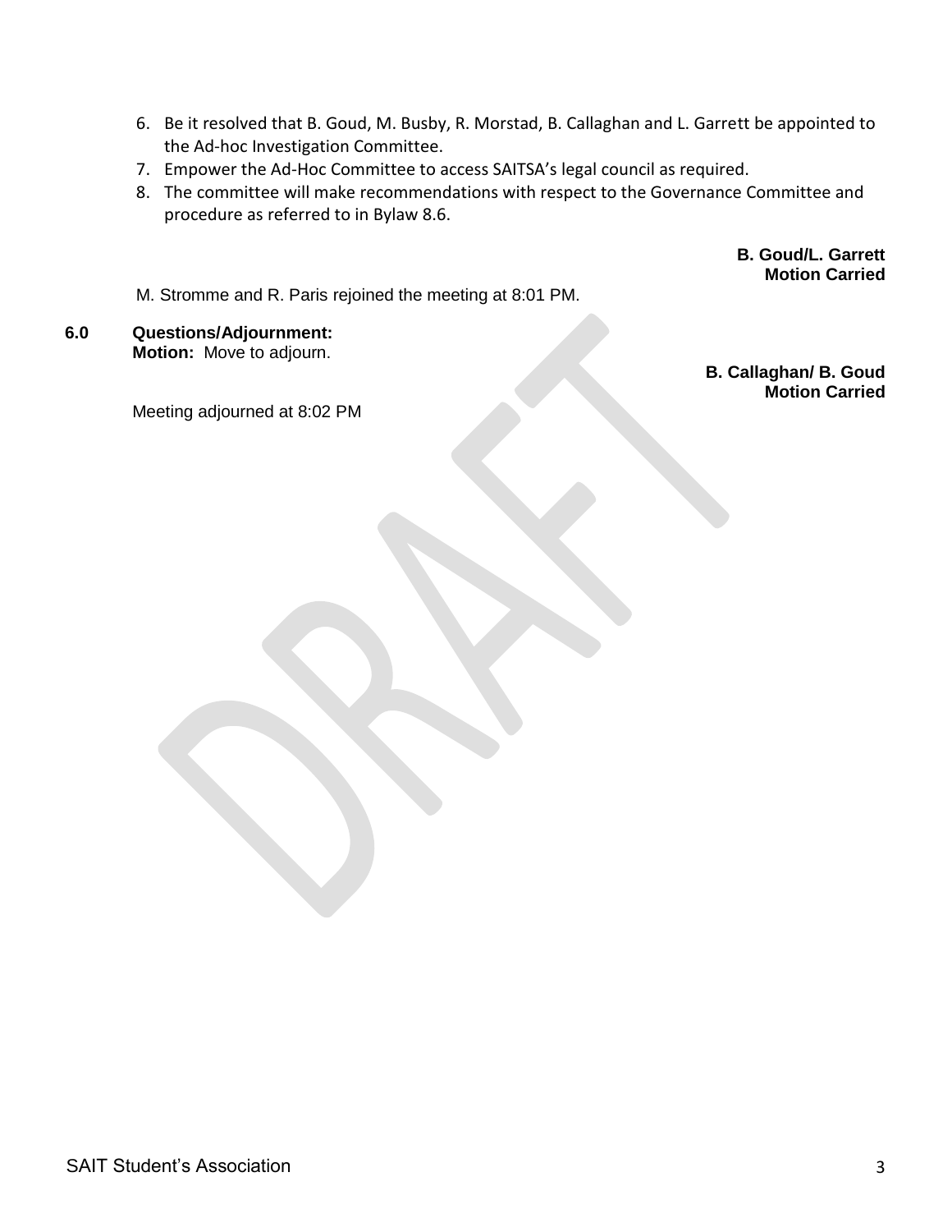6. Be it resolved that B. Goud, M. Busby, R. Morstad, B. Callaghan and L. Garrett be appointed to the Ad-hoc Investigation Committee.
7. Empower the Ad-Hoc Committee to access SAITSA's legal council as required.
8. The committee will make recommendations with respect to the Governance Committee and procedure as referred to in Bylaw 8.6.

**B. Goud/L. Garrett**
**Motion Carried**

M. Stromme and R. Paris rejoined the meeting at 8:01 PM.

**6.0 Questions/Adjournment:**

**Motion:** Move to adjourn.

**B. Callaghan/ B. Goud**
**Motion Carried**

Meeting adjourned at 8:02 PM